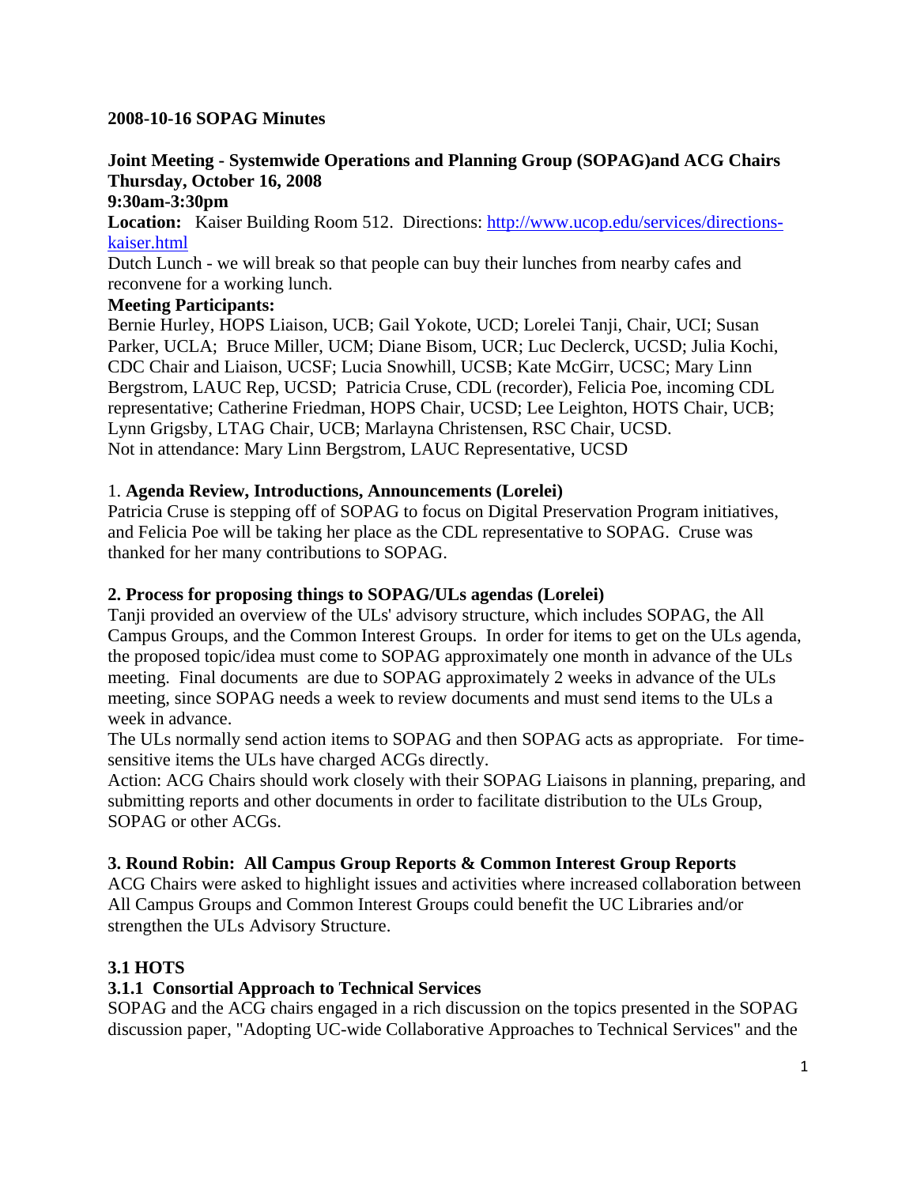**2008-10-16 SOPAG Minutes**

**Joint Meeting - Systemwide Operations and Planning Group (SOPAG)and ACG Chairs Thursday, October 16, 2008**

**9:30am-3:30pm**

**Location:** Kaiser Building Room 512. Directions: [http://www.ucop.edu/services/directions-kaiser.html](http://www.ucop.edu/services/directions-kaiser.html)

Dutch Lunch - we will break so that people can buy their lunches from nearby cafes and reconvene for a working lunch.

**Meeting Participants:**

Bernie Hurley, HOPS Liaison, UCB; Gail Yokote, UCD; Lorelei Tanji, Chair, UCI; Susan Parker, UCLA; Bruce Miller, UCM; Diane Bisom, UCR; Luc Declerck, UCSD; Julia Kochi, CDC Chair and Liaison, UCSF; Lucia Snowhill, UCSB; Kate McGirr, UCSC; Mary Linn Bergstrom, LAUC Rep, UCSD; Patricia Cruse, CDL (recorder), Felicia Poe, incoming CDL representative; Catherine Friedman, HOPS Chair, UCSD; Lee Leighton, HOTS Chair, UCB; Lynn Grigsby, LTAG Chair, UCB; Marlayna Christensen, RSC Chair, UCSD.

Not in attendance: Mary Linn Bergstrom, LAUC Representative, UCSD

1. **Agenda Review, Introductions, Announcements (Lorelei)**

Patricia Cruse is stepping off of SOPAG to focus on Digital Preservation Program initiatives, and Felicia Poe will be taking her place as the CDL representative to SOPAG. Cruse was thanked for her many contributions to SOPAG.

**2. Process for proposing things to SOPAG/ULs agendas (Lorelei)**

Tanji provided an overview of the ULs' advisory structure, which includes SOPAG, the All Campus Groups, and the Common Interest Groups. In order for items to get on the ULs agenda, the proposed topic/idea must come to SOPAG approximately one month in advance of the ULs meeting. Final documents are due to SOPAG approximately 2 weeks in advance of the ULs meeting, since SOPAG needs a week to review documents and must send items to the ULs a week in advance.

The ULs normally send action items to SOPAG and then SOPAG acts as appropriate. For time-sensitive items the ULs have charged ACGs directly.

Action: ACG Chairs should work closely with their SOPAG Liaisons in planning, preparing, and submitting reports and other documents in order to facilitate distribution to the ULs Group, SOPAG or other ACGs.

**3. Round Robin: All Campus Group Reports & Common Interest Group Reports**

ACG Chairs were asked to highlight issues and activities where increased collaboration between All Campus Groups and Common Interest Groups could benefit the UC Libraries and/or strengthen the ULs Advisory Structure.

**3.1 HOTS**

**3.1.1 Consortial Approach to Technical Services**

SOPAG and the ACG chairs engaged in a rich discussion on the topics presented in the SOPAG discussion paper, "Adopting UC-wide Collaborative Approaches to Technical Services" and the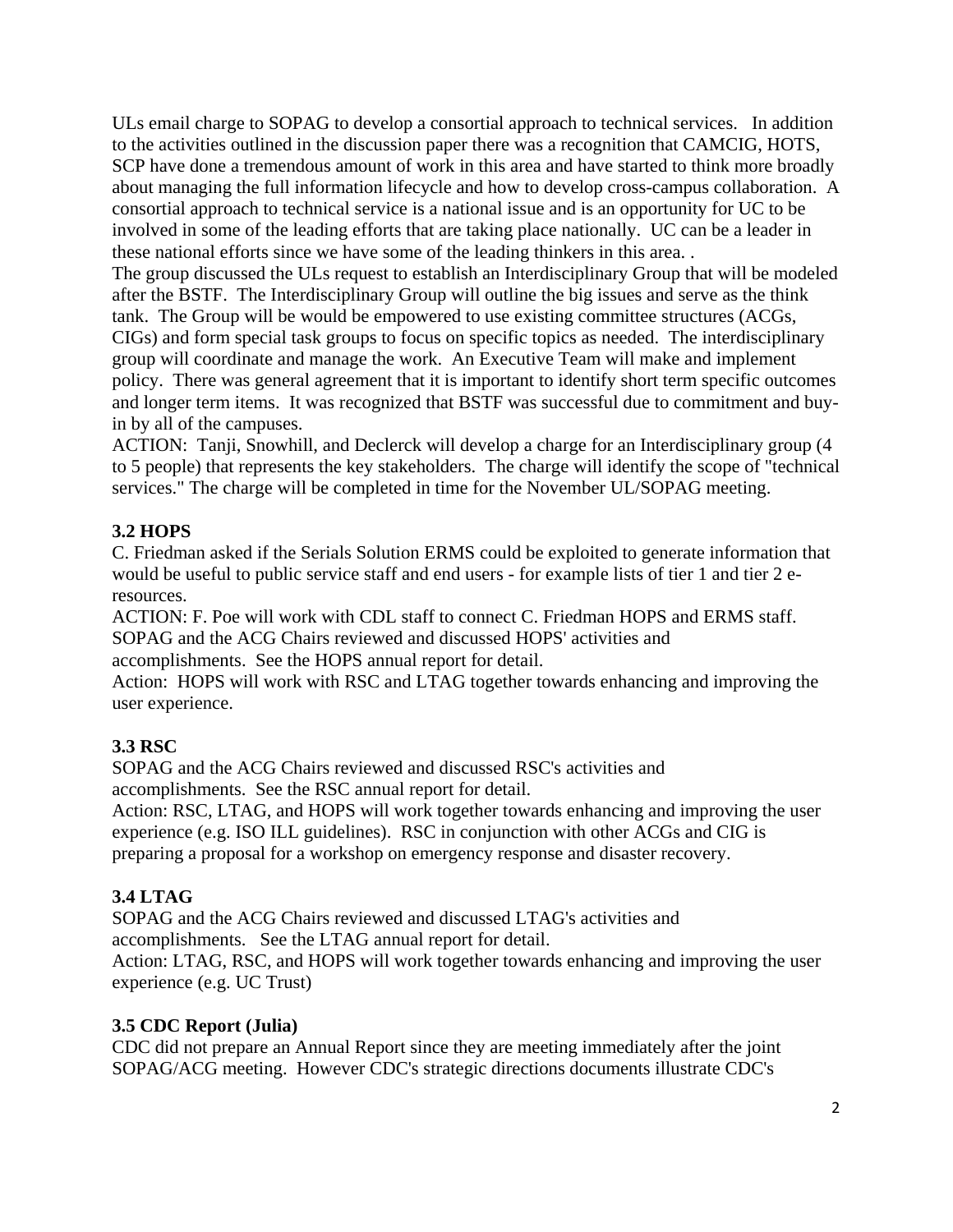ULs email charge to SOPAG to develop a consortial approach to technical services. In addition to the activities outlined in the discussion paper there was a recognition that CAMCIG, HOTS, SCP have done a tremendous amount of work in this area and have started to think more broadly about managing the full information lifecycle and how to develop cross-campus collaboration. A consortial approach to technical service is a national issue and is an opportunity for UC to be involved in some of the leading efforts that are taking place nationally. UC can be a leader in these national efforts since we have some of the leading thinkers in this area. .
The group discussed the ULs request to establish an Interdisciplinary Group that will be modeled after the BSTF. The Interdisciplinary Group will outline the big issues and serve as the think tank. The Group will be would be empowered to use existing committee structures (ACGs, CIGs) and form special task groups to focus on specific topics as needed. The interdisciplinary group will coordinate and manage the work. An Executive Team will make and implement policy. There was general agreement that it is important to identify short term specific outcomes and longer term items. It was recognized that BSTF was successful due to commitment and buy-in by all of the campuses.
ACTION: Tanji, Snowhill, and Declerck will develop a charge for an Interdisciplinary group (4 to 5 people) that represents the key stakeholders. The charge will identify the scope of "technical services." The charge will be completed in time for the November UL/SOPAG meeting.

### 3.2 HOPS

C. Friedman asked if the Serials Solution ERMS could be exploited to generate information that would be useful to public service staff and end users - for example lists of tier 1 and tier 2 e-resources.
ACTION: F. Poe will work with CDL staff to connect C. Friedman HOPS and ERMS staff.
SOPAG and the ACG Chairs reviewed and discussed HOPS' activities and accomplishments. See the HOPS annual report for detail.
Action: HOPS will work with RSC and LTAG together towards enhancing and improving the user experience.

### 3.3 RSC

SOPAG and the ACG Chairs reviewed and discussed RSC's activities and accomplishments. See the RSC annual report for detail.
Action: RSC, LTAG, and HOPS will work together towards enhancing and improving the user experience (e.g. ISO ILL guidelines). RSC in conjunction with other ACGs and CIG is preparing a proposal for a workshop on emergency response and disaster recovery.

### 3.4 LTAG

SOPAG and the ACG Chairs reviewed and discussed LTAG's activities and accomplishments. See the LTAG annual report for detail.
Action: LTAG, RSC, and HOPS will work together towards enhancing and improving the user experience (e.g. UC Trust)

### 3.5 CDC Report (Julia)

CDC did not prepare an Annual Report since they are meeting immediately after the joint SOPAG/ACG meeting. However CDC's strategic directions documents illustrate CDC's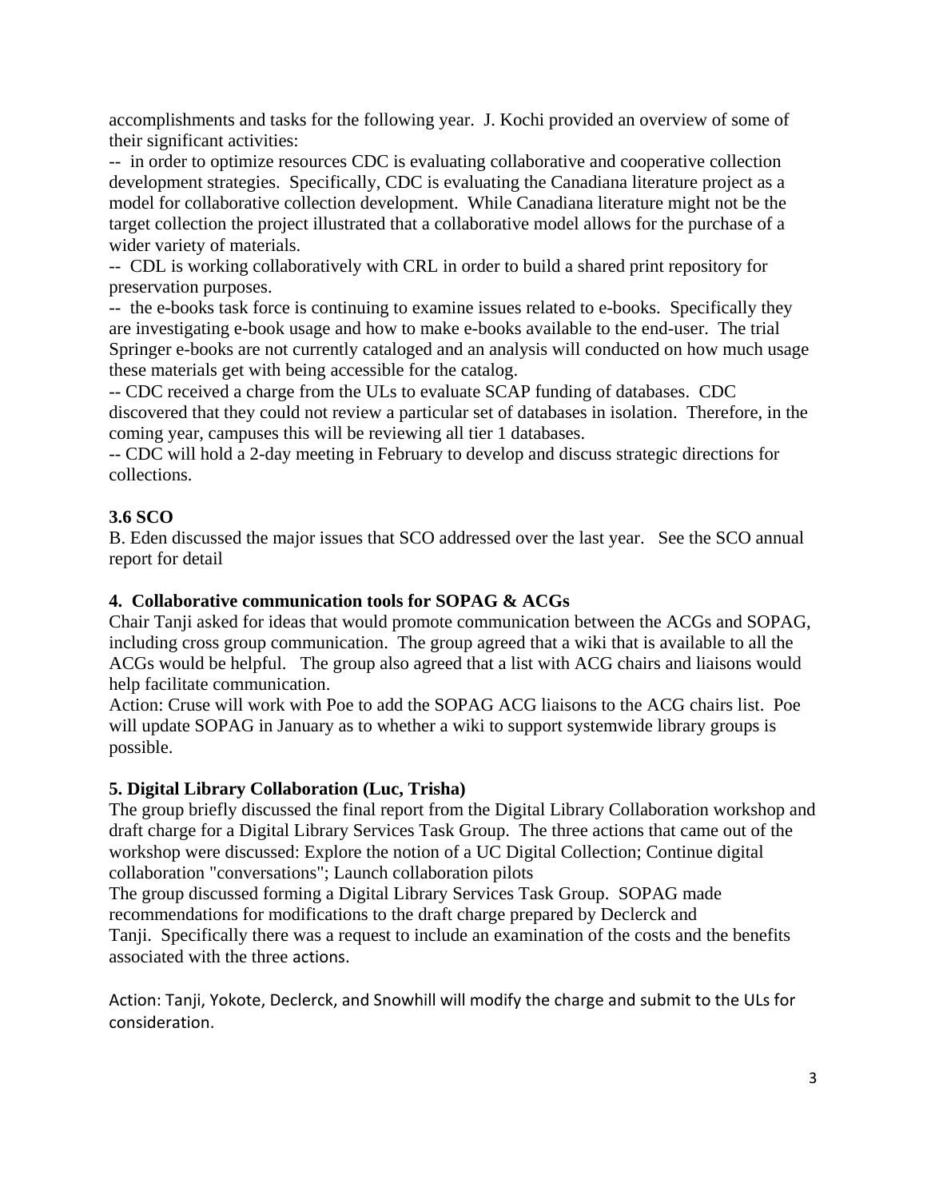accomplishments and tasks for the following year. J. Kochi provided an overview of some of their significant activities:

-- in order to optimize resources CDC is evaluating collaborative and cooperative collection development strategies. Specifically, CDC is evaluating the Canadiana literature project as a model for collaborative collection development. While Canadiana literature might not be the target collection the project illustrated that a collaborative model allows for the purchase of a wider variety of materials.

-- CDL is working collaboratively with CRL in order to build a shared print repository for preservation purposes.

-- the e-books task force is continuing to examine issues related to e-books. Specifically they are investigating e-book usage and how to make e-books available to the end-user. The trial Springer e-books are not currently cataloged and an analysis will conducted on how much usage these materials get with being accessible for the catalog.

-- CDC received a charge from the ULs to evaluate SCAP funding of databases. CDC discovered that they could not review a particular set of databases in isolation. Therefore, in the coming year, campuses this will be reviewing all tier 1 databases.

-- CDC will hold a 2-day meeting in February to develop and discuss strategic directions for collections.

**3.6 SCO**

B. Eden discussed the major issues that SCO addressed over the last year. See the SCO annual report for detail

**4. Collaborative communication tools for SOPAG & ACGs**

Chair Tanji asked for ideas that would promote communication between the ACGs and SOPAG, including cross group communication. The group agreed that a wiki that is available to all the ACGs would be helpful. The group also agreed that a list with ACG chairs and liaisons would help facilitate communication.

Action: Cruse will work with Poe to add the SOPAG ACG liaisons to the ACG chairs list. Poe will update SOPAG in January as to whether a wiki to support systemwide library groups is possible.

**5. Digital Library Collaboration (Luc, Trisha)**

The group briefly discussed the final report from the Digital Library Collaboration workshop and draft charge for a Digital Library Services Task Group. The three actions that came out of the workshop were discussed: Explore the notion of a UC Digital Collection; Continue digital collaboration "conversations"; Launch collaboration pilots

The group discussed forming a Digital Library Services Task Group. SOPAG made recommendations for modifications to the draft charge prepared by Declerck and Tanji. Specifically there was a request to include an examination of the costs and the benefits associated with the three actions.

Action: Tanji, Yokote, Declerck, and Snowhill will modify the charge and submit to the ULs for consideration.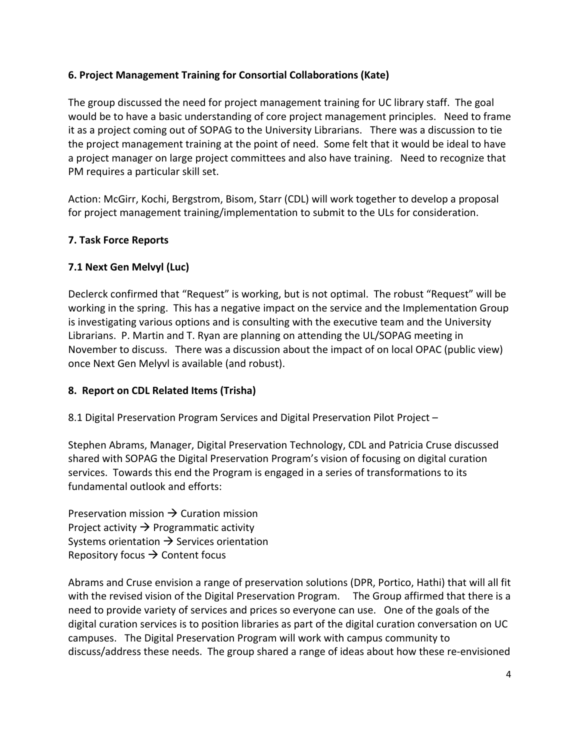**6. Project Management Training for Consortial Collaborations (Kate)**

The group discussed the need for project management training for UC library staff. The goal would be to have a basic understanding of core project management principles. Need to frame it as a project coming out of SOPAG to the University Librarians. There was a discussion to tie the project management training at the point of need. Some felt that it would be ideal to have a project manager on large project committees and also have training. Need to recognize that PM requires a particular skill set.

Action: McGirr, Kochi, Bergstrom, Bisom, Starr (CDL) will work together to develop a proposal for project management training/implementation to submit to the ULs for consideration.

**7. Task Force Reports**

**7.1 Next Gen Melvyl (Luc)**

Declerck confirmed that "Request" is working, but is not optimal. The robust "Request" will be working in the spring. This has a negative impact on the service and the Implementation Group is investigating various options and is consulting with the executive team and the University Librarians. P. Martin and T. Ryan are planning on attending the UL/SOPAG meeting in November to discuss. There was a discussion about the impact of on local OPAC (public view) once Next Gen Melyvl is available (and robust).

**8. Report on CDL Related Items (Trisha)**

8.1 Digital Preservation Program Services and Digital Preservation Pilot Project –

Stephen Abrams, Manager, Digital Preservation Technology, CDL and Patricia Cruse discussed shared with SOPAG the Digital Preservation Program's vision of focusing on digital curation services. Towards this end the Program is engaged in a series of transformations to its fundamental outlook and efforts:

Preservation mission → Curation mission
Project activity → Programmatic activity
Systems orientation → Services orientation
Repository focus → Content focus

Abrams and Cruse envision a range of preservation solutions (DPR, Portico, Hathi) that will all fit with the revised vision of the Digital Preservation Program. The Group affirmed that there is a need to provide variety of services and prices so everyone can use. One of the goals of the digital curation services is to position libraries as part of the digital curation conversation on UC campuses. The Digital Preservation Program will work with campus community to discuss/address these needs. The group shared a range of ideas about how these re-envisioned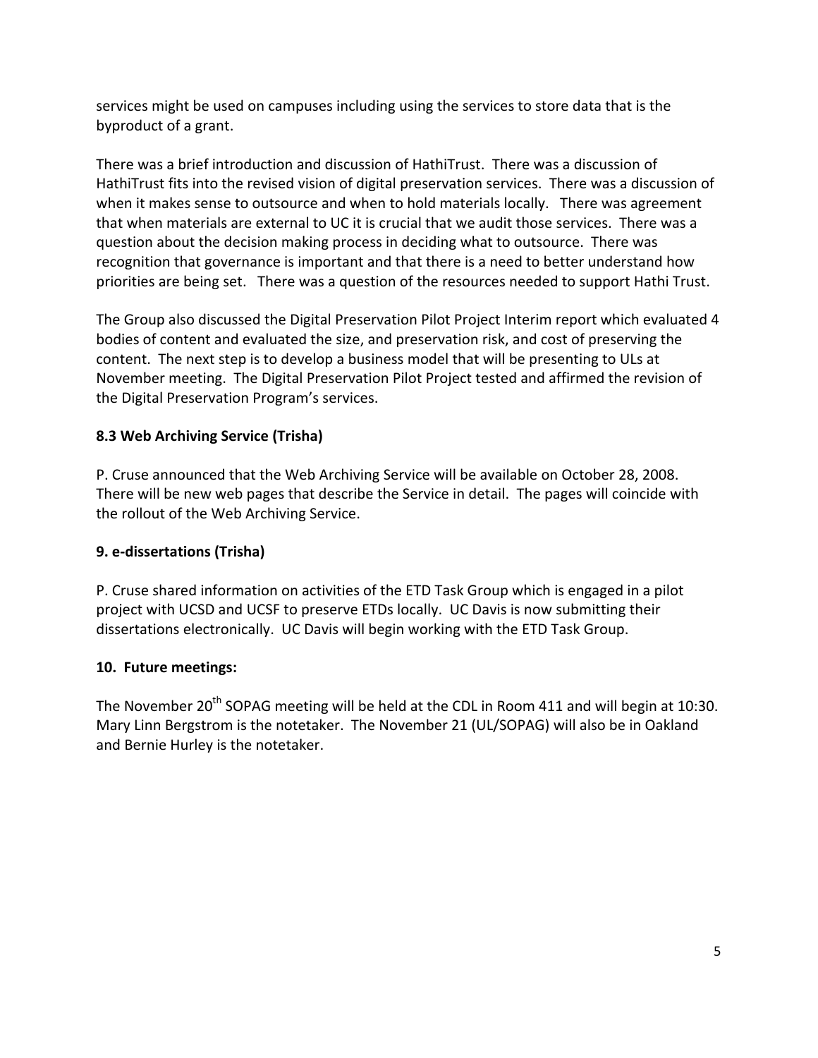services might be used on campuses including using the services to store data that is the byproduct of a grant.

There was a brief introduction and discussion of HathiTrust. There was a discussion of HathiTrust fits into the revised vision of digital preservation services. There was a discussion of when it makes sense to outsource and when to hold materials locally. There was agreement that when materials are external to UC it is crucial that we audit those services. There was a question about the decision making process in deciding what to outsource. There was recognition that governance is important and that there is a need to better understand how priorities are being set. There was a question of the resources needed to support Hathi Trust.

The Group also discussed the Digital Preservation Pilot Project Interim report which evaluated 4 bodies of content and evaluated the size, and preservation risk, and cost of preserving the content. The next step is to develop a business model that will be presenting to ULs at November meeting. The Digital Preservation Pilot Project tested and affirmed the revision of the Digital Preservation Program's services.

**8.3 Web Archiving Service (Trisha)**

P. Cruse announced that the Web Archiving Service will be available on October 28, 2008. There will be new web pages that describe the Service in detail. The pages will coincide with the rollout of the Web Archiving Service.

**9. e-dissertations (Trisha)**

P. Cruse shared information on activities of the ETD Task Group which is engaged in a pilot project with UCSD and UCSF to preserve ETDs locally. UC Davis is now submitting their dissertations electronically. UC Davis will begin working with the ETD Task Group.

**10. Future meetings:**

The November 20th SOPAG meeting will be held at the CDL in Room 411 and will begin at 10:30. Mary Linn Bergstrom is the notetaker. The November 21 (UL/SOPAG) will also be in Oakland and Bernie Hurley is the notetaker.